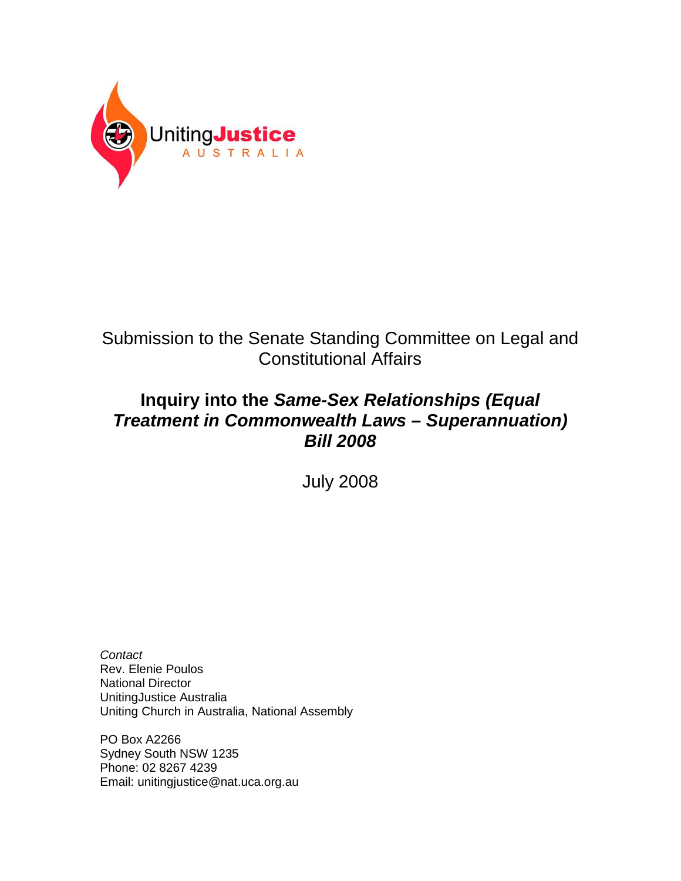UnitingJustice
AUSTRALIA

Submission to the Senate Standing Committee on Legal and Constitutional Affairs

# Inquiry into the *Same-Sex Relationships (Equal Treatment in Commonwealth Laws – Superannuation) Bill 2008*

July 2008

*Contact*
Rev. Elenie Poulos
National Director
UnitingJustice Australia
Uniting Church in Australia, National Assembly

PO Box A2266
Sydney South NSW 1235
Phone: 02 8267 4239
Email: unitingjustice@nat.uca.org.au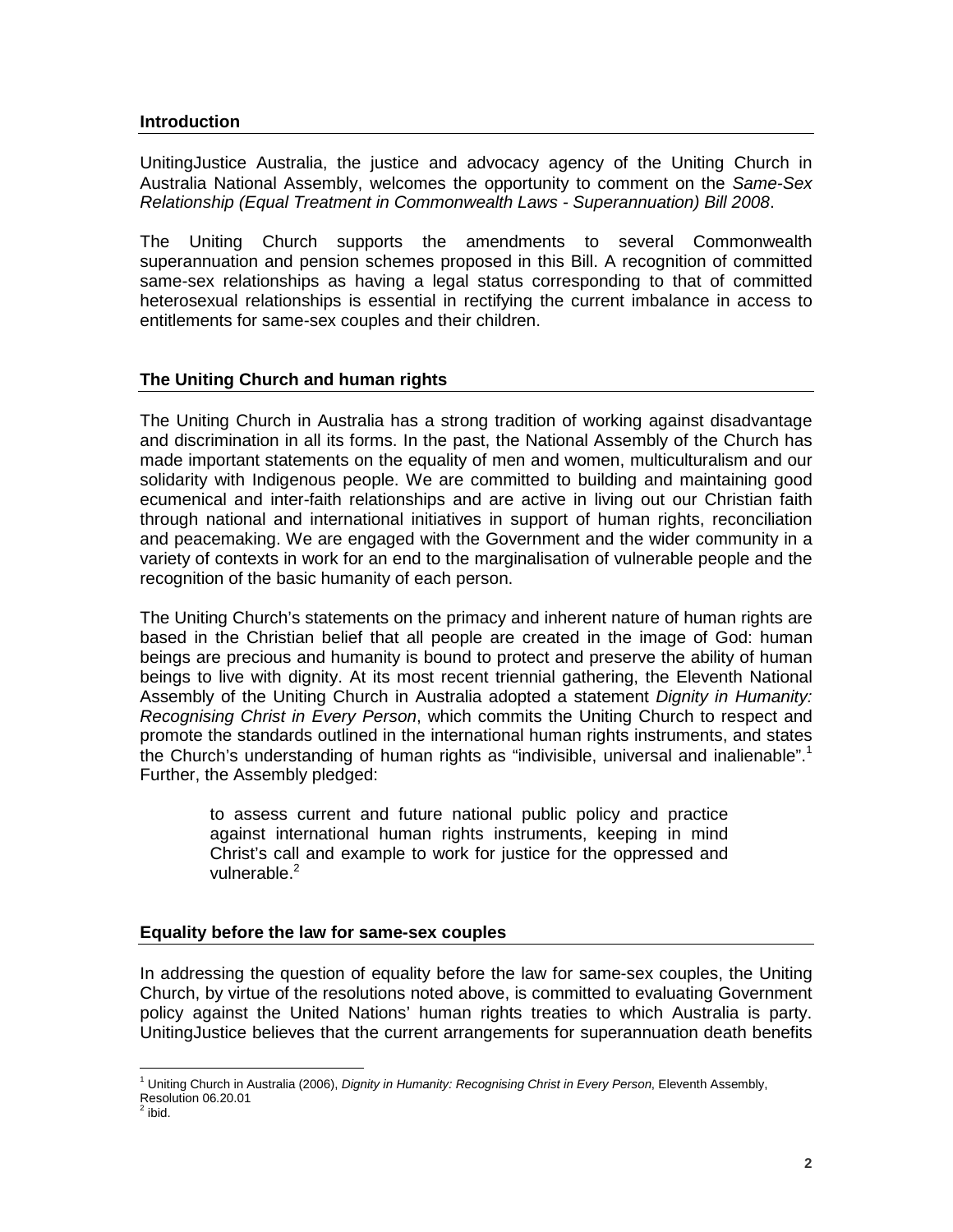## Introduction

UnitingJustice Australia, the justice and advocacy agency of the Uniting Church in Australia National Assembly, welcomes the opportunity to comment on the *Same-Sex Relationship (Equal Treatment in Commonwealth Laws - Superannuation) Bill 2008*.

The Uniting Church supports the amendments to several Commonwealth superannuation and pension schemes proposed in this Bill. A recognition of committed same-sex relationships as having a legal status corresponding to that of committed heterosexual relationships is essential in rectifying the current imbalance in access to entitlements for same-sex couples and their children.

## The Uniting Church and human rights

The Uniting Church in Australia has a strong tradition of working against disadvantage and discrimination in all its forms. In the past, the National Assembly of the Church has made important statements on the equality of men and women, multiculturalism and our solidarity with Indigenous people. We are committed to building and maintaining good ecumenical and inter-faith relationships and are active in living out our Christian faith through national and international initiatives in support of human rights, reconciliation and peacemaking. We are engaged with the Government and the wider community in a variety of contexts in work for an end to the marginalisation of vulnerable people and the recognition of the basic humanity of each person.

The Uniting Church's statements on the primacy and inherent nature of human rights are based in the Christian belief that all people are created in the image of God: human beings are precious and humanity is bound to protect and preserve the ability of human beings to live with dignity. At its most recent triennial gathering, the Eleventh National Assembly of the Uniting Church in Australia adopted a statement *Dignity in Humanity: Recognising Christ in Every Person*, which commits the Uniting Church to respect and promote the standards outlined in the international human rights instruments, and states the Church's understanding of human rights as "indivisible, universal and inalienable".[1] Further, the Assembly pledged:

> to assess current and future national public policy and practice against international human rights instruments, keeping in mind Christ's call and example to work for justice for the oppressed and vulnerable.[2]

## Equality before the law for same-sex couples

In addressing the question of equality before the law for same-sex couples, the Uniting Church, by virtue of the resolutions noted above, is committed to evaluating Government policy against the United Nations' human rights treaties to which Australia is party. UnitingJustice believes that the current arrangements for superannuation death benefits

---

[1] Uniting Church in Australia (2006), *Dignity in Humanity: Recognising Christ in Every Person*, Eleventh Assembly, Resolution 06.20.01

[2] ibid.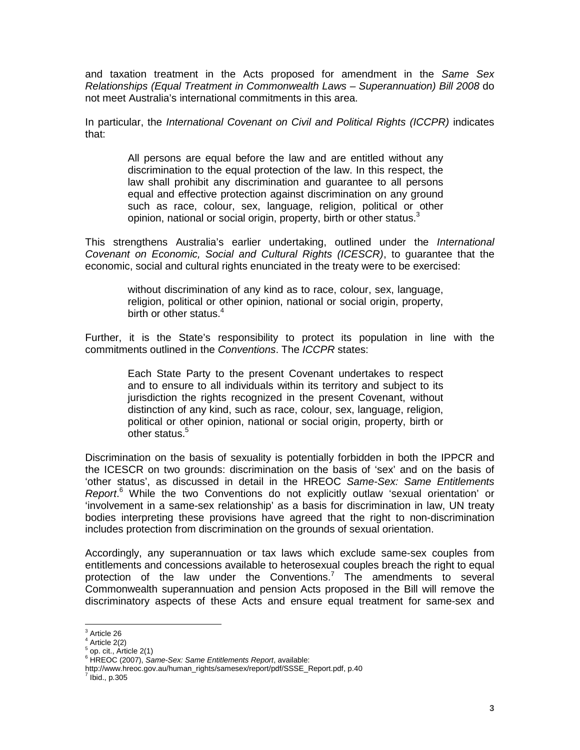and taxation treatment in the Acts proposed for amendment in the *Same Sex Relationships (Equal Treatment in Commonwealth Laws – Superannuation) Bill 2008* do not meet Australia's international commitments in this area.

In particular, the *International Covenant on Civil and Political Rights (ICCPR)* indicates that:

> All persons are equal before the law and are entitled without any discrimination to the equal protection of the law. In this respect, the law shall prohibit any discrimination and guarantee to all persons equal and effective protection against discrimination on any ground such as race, colour, sex, language, religion, political or other opinion, national or social origin, property, birth or other status.[3]

This strengthens Australia's earlier undertaking, outlined under the *International Covenant on Economic, Social and Cultural Rights (ICESCR)*, to guarantee that the economic, social and cultural rights enunciated in the treaty were to be exercised:

> without discrimination of any kind as to race, colour, sex, language, religion, political or other opinion, national or social origin, property, birth or other status.[4]

Further, it is the State's responsibility to protect its population in line with the commitments outlined in the *Conventions*. The *ICCPR* states:

> Each State Party to the present Covenant undertakes to respect and to ensure to all individuals within its territory and subject to its jurisdiction the rights recognized in the present Covenant, without distinction of any kind, such as race, colour, sex, language, religion, political or other opinion, national or social origin, property, birth or other status.[5]

Discrimination on the basis of sexuality is potentially forbidden in both the IPPCR and the ICESCR on two grounds: discrimination on the basis of 'sex' and on the basis of 'other status', as discussed in detail in the HREOC *Same-Sex: Same Entitlements Report*.[6] While the two Conventions do not explicitly outlaw 'sexual orientation' or 'involvement in a same-sex relationship' as a basis for discrimination in law, UN treaty bodies interpreting these provisions have agreed that the right to non-discrimination includes protection from discrimination on the grounds of sexual orientation.

Accordingly, any superannuation or tax laws which exclude same-sex couples from entitlements and concessions available to heterosexual couples breach the right to equal protection of the law under the Conventions.[7] The amendments to several Commonwealth superannuation and pension Acts proposed in the Bill will remove the discriminatory aspects of these Acts and ensure equal treatment for same-sex and

---

[3] Article 26
[4] Article 2(2)
[5] op. cit., Article 2(1)
[6] HREOC (2007), *Same-Sex: Same Entitlements Report*, available: http://www.hreoc.gov.au/human_rights/samesex/report/pdf/SSSE_Report.pdf, p.40
[7] Ibid., p.305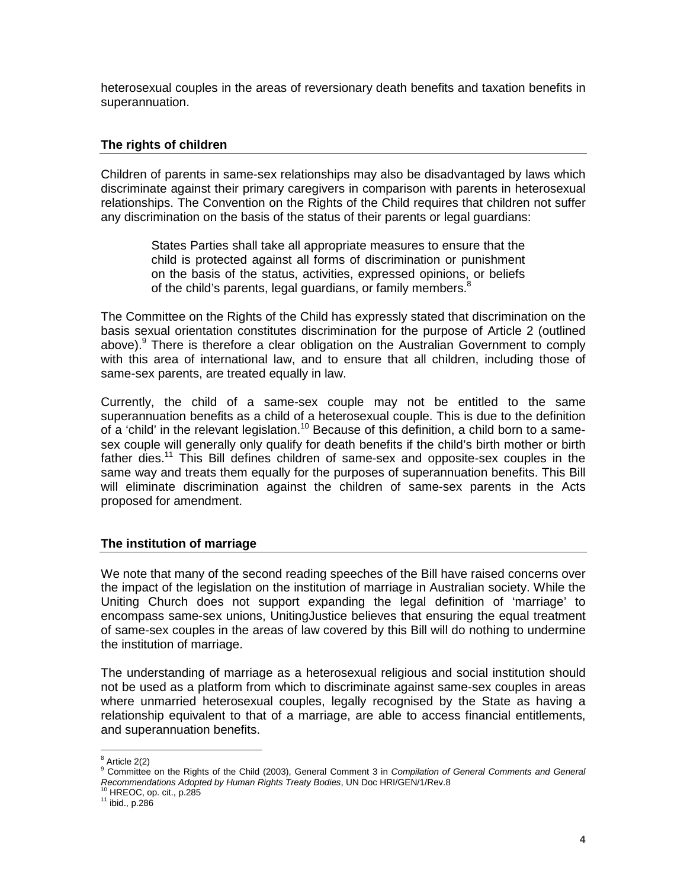heterosexual couples in the areas of reversionary death benefits and taxation benefits in superannuation.

## The rights of children

Children of parents in same-sex relationships may also be disadvantaged by laws which discriminate against their primary caregivers in comparison with parents in heterosexual relationships. The Convention on the Rights of the Child requires that children not suffer any discrimination on the basis of the status of their parents or legal guardians:

> States Parties shall take all appropriate measures to ensure that the child is protected against all forms of discrimination or punishment on the basis of the status, activities, expressed opinions, or beliefs of the child's parents, legal guardians, or family members.[8]

The Committee on the Rights of the Child has expressly stated that discrimination on the basis sexual orientation constitutes discrimination for the purpose of Article 2 (outlined above).[9] There is therefore a clear obligation on the Australian Government to comply with this area of international law, and to ensure that all children, including those of same-sex parents, are treated equally in law.

Currently, the child of a same-sex couple may not be entitled to the same superannuation benefits as a child of a heterosexual couple. This is due to the definition of a 'child' in the relevant legislation.[10] Because of this definition, a child born to a same-sex couple will generally only qualify for death benefits if the child's birth mother or birth father dies.[11] This Bill defines children of same-sex and opposite-sex couples in the same way and treats them equally for the purposes of superannuation benefits. This Bill will eliminate discrimination against the children of same-sex parents in the Acts proposed for amendment.

## The institution of marriage

We note that many of the second reading speeches of the Bill have raised concerns over the impact of the legislation on the institution of marriage in Australian society. While the Uniting Church does not support expanding the legal definition of 'marriage' to encompass same-sex unions, UnitingJustice believes that ensuring the equal treatment of same-sex couples in the areas of law covered by this Bill will do nothing to undermine the institution of marriage.

The understanding of marriage as a heterosexual religious and social institution should not be used as a platform from which to discriminate against same-sex couples in areas where unmarried heterosexual couples, legally recognised by the State as having a relationship equivalent to that of a marriage, are able to access financial entitlements, and superannuation benefits.

---

[8] Article 2(2)

[9] Committee on the Rights of the Child (2003), General Comment 3 in *Compilation of General Comments and General Recommendations Adopted by Human Rights Treaty Bodies*, UN Doc HRI/GEN/1/Rev.8

[10] HREOC, op. cit., p.285

[11] ibid., p.286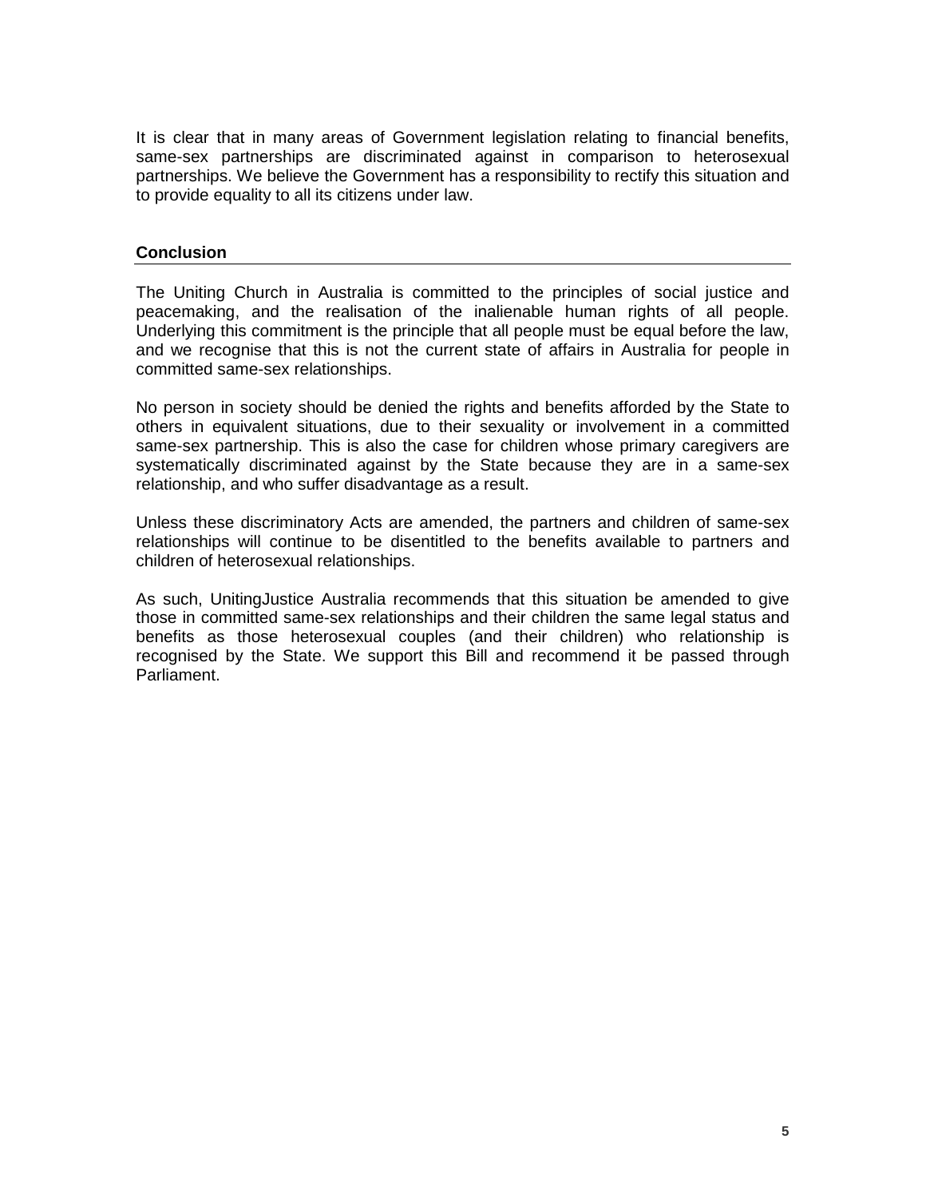It is clear that in many areas of Government legislation relating to financial benefits, same-sex partnerships are discriminated against in comparison to heterosexual partnerships. We believe the Government has a responsibility to rectify this situation and to provide equality to all its citizens under law.

## Conclusion

The Uniting Church in Australia is committed to the principles of social justice and peacemaking, and the realisation of the inalienable human rights of all people. Underlying this commitment is the principle that all people must be equal before the law, and we recognise that this is not the current state of affairs in Australia for people in committed same-sex relationships.

No person in society should be denied the rights and benefits afforded by the State to others in equivalent situations, due to their sexuality or involvement in a committed same-sex partnership. This is also the case for children whose primary caregivers are systematically discriminated against by the State because they are in a same-sex relationship, and who suffer disadvantage as a result.

Unless these discriminatory Acts are amended, the partners and children of same-sex relationships will continue to be disentitled to the benefits available to partners and children of heterosexual relationships.

As such, UnitingJustice Australia recommends that this situation be amended to give those in committed same-sex relationships and their children the same legal status and benefits as those heterosexual couples (and their children) who relationship is recognised by the State. We support this Bill and recommend it be passed through Parliament.